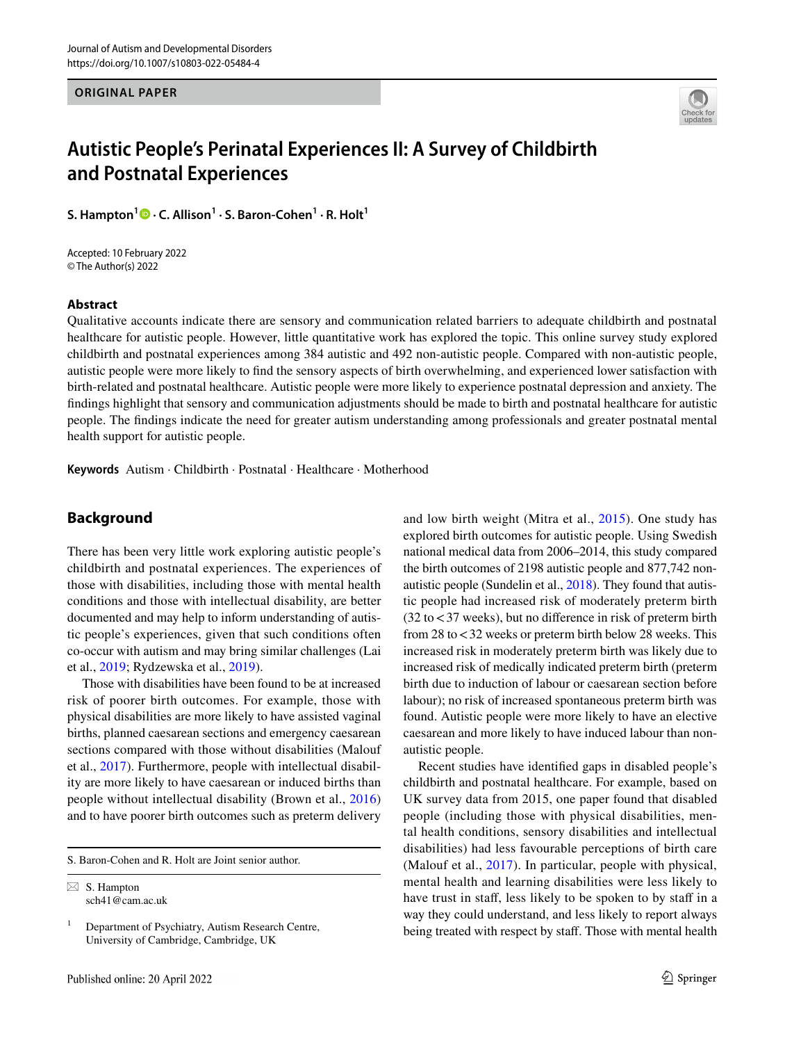ORIGINAL PAPER

# Autistic People's Perinatal Experiences II: A Survey of Childbirth and Postnatal Experiences

**S. Hampton[1] · C. Allison[1] · S. Baron-Cohen[1] · R. Holt[1]**

Accepted: 10 February 2022
© The Author(s) 2022

## Abstract

Qualitative accounts indicate there are sensory and communication related barriers to adequate childbirth and postnatal healthcare for autistic people. However, little quantitative work has explored the topic. This online survey study explored childbirth and postnatal experiences among 384 autistic and 492 non-autistic people. Compared with non-autistic people, autistic people were more likely to find the sensory aspects of birth overwhelming, and experienced lower satisfaction with birth-related and postnatal healthcare. Autistic people were more likely to experience postnatal depression and anxiety. The findings highlight that sensory and communication adjustments should be made to birth and postnatal healthcare for autistic people. The findings indicate the need for greater autism understanding among professionals and greater postnatal mental health support for autistic people.

**Keywords** Autism · Childbirth · Postnatal · Healthcare · Motherhood

## Background

There has been very little work exploring autistic people's childbirth and postnatal experiences. The experiences of those with disabilities, including those with mental health conditions and those with intellectual disability, are better documented and may help to inform understanding of autistic people's experiences, given that such conditions often co-occur with autism and may bring similar challenges (Lai et al., 2019; Rydzewska et al., 2019).

Those with disabilities have been found to be at increased risk of poorer birth outcomes. For example, those with physical disabilities are more likely to have assisted vaginal births, planned caesarean sections and emergency caesarean sections compared with those without disabilities (Malouf et al., 2017). Furthermore, people with intellectual disability are more likely to have caesarean or induced births than people without intellectual disability (Brown et al., 2016) and to have poorer birth outcomes such as preterm delivery and low birth weight (Mitra et al., 2015). One study has explored birth outcomes for autistic people. Using Swedish national medical data from 2006–2014, this study compared the birth outcomes of 2198 autistic people and 877,742 non-autistic people (Sundelin et al., 2018). They found that autistic people had increased risk of moderately preterm birth (32 to < 37 weeks), but no difference in risk of preterm birth from 28 to < 32 weeks or preterm birth below 28 weeks. This increased risk in moderately preterm birth was likely due to increased risk of medically indicated preterm birth (preterm birth due to induction of labour or caesarean section before labour); no risk of increased spontaneous preterm birth was found. Autistic people were more likely to have an elective caesarean and more likely to have induced labour than non-autistic people.

Recent studies have identified gaps in disabled people's childbirth and postnatal healthcare. For example, based on UK survey data from 2015, one paper found that disabled people (including those with physical disabilities, mental health conditions, sensory disabilities and intellectual disabilities) had less favourable perceptions of birth care (Malouf et al., 2017). In particular, people with physical, mental health and learning disabilities were less likely to have trust in staff, less likely to be spoken to by staff in a way they could understand, and less likely to report always being treated with respect by staff. Those with mental health

---

S. Baron-Cohen and R. Holt are Joint senior author.

✉ S. Hampton
sch41@cam.ac.uk

[1] Department of Psychiatry, Autism Research Centre, University of Cambridge, Cambridge, UK

Published online: 20 April 2022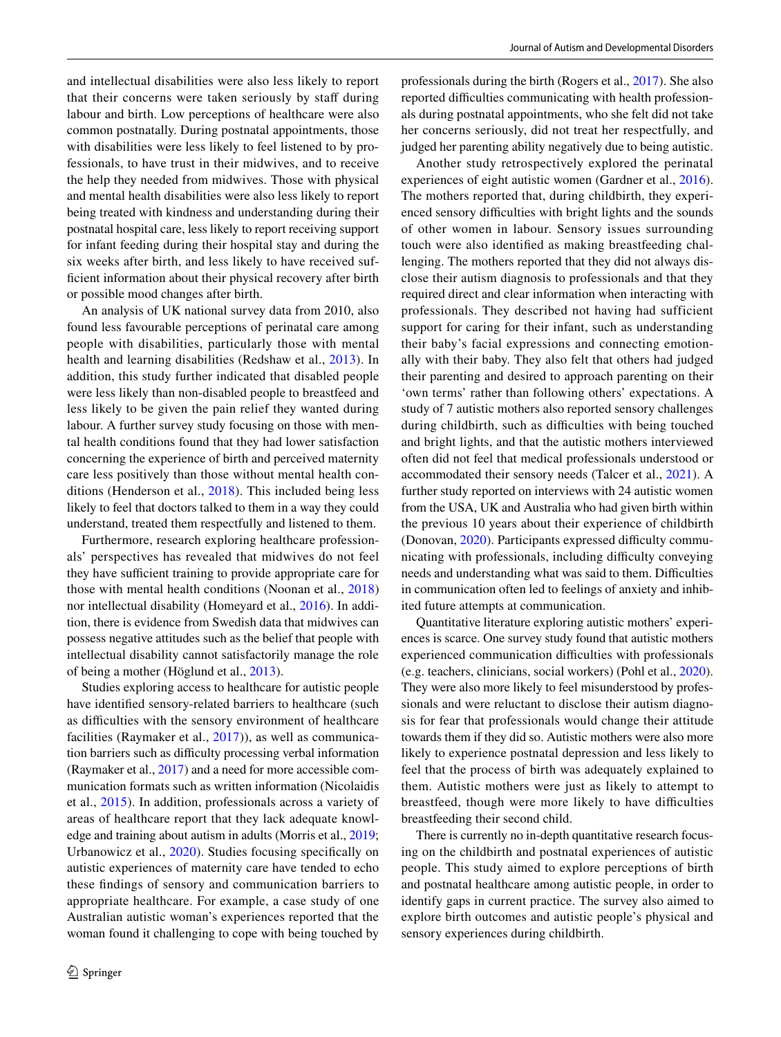and intellectual disabilities were also less likely to report that their concerns were taken seriously by staff during labour and birth. Low perceptions of healthcare were also common postnatally. During postnatal appointments, those with disabilities were less likely to feel listened to by professionals, to have trust in their midwives, and to receive the help they needed from midwives. Those with physical and mental health disabilities were also less likely to report being treated with kindness and understanding during their postnatal hospital care, less likely to report receiving support for infant feeding during their hospital stay and during the six weeks after birth, and less likely to have received sufficient information about their physical recovery after birth or possible mood changes after birth.

An analysis of UK national survey data from 2010, also found less favourable perceptions of perinatal care among people with disabilities, particularly those with mental health and learning disabilities (Redshaw et al., 2013). In addition, this study further indicated that disabled people were less likely than non-disabled people to breastfeed and less likely to be given the pain relief they wanted during labour. A further survey study focusing on those with mental health conditions found that they had lower satisfaction concerning the experience of birth and perceived maternity care less positively than those without mental health conditions (Henderson et al., 2018). This included being less likely to feel that doctors talked to them in a way they could understand, treated them respectfully and listened to them.

Furthermore, research exploring healthcare professionals' perspectives has revealed that midwives do not feel they have sufficient training to provide appropriate care for those with mental health conditions (Noonan et al., 2018) nor intellectual disability (Homeyard et al., 2016). In addition, there is evidence from Swedish data that midwives can possess negative attitudes such as the belief that people with intellectual disability cannot satisfactorily manage the role of being a mother (Höglund et al., 2013).

Studies exploring access to healthcare for autistic people have identified sensory-related barriers to healthcare (such as difficulties with the sensory environment of healthcare facilities (Raymaker et al., 2017)), as well as communication barriers such as difficulty processing verbal information (Raymaker et al., 2017) and a need for more accessible communication formats such as written information (Nicolaidis et al., 2015). In addition, professionals across a variety of areas of healthcare report that they lack adequate knowledge and training about autism in adults (Morris et al., 2019; Urbanowicz et al., 2020). Studies focusing specifically on autistic experiences of maternity care have tended to echo these findings of sensory and communication barriers to appropriate healthcare. For example, a case study of one Australian autistic woman's experiences reported that the woman found it challenging to cope with being touched by professionals during the birth (Rogers et al., 2017). She also reported difficulties communicating with health professionals during postnatal appointments, who she felt did not take her concerns seriously, did not treat her respectfully, and judged her parenting ability negatively due to being autistic.

Another study retrospectively explored the perinatal experiences of eight autistic women (Gardner et al., 2016). The mothers reported that, during childbirth, they experienced sensory difficulties with bright lights and the sounds of other women in labour. Sensory issues surrounding touch were also identified as making breastfeeding challenging. The mothers reported that they did not always disclose their autism diagnosis to professionals and that they required direct and clear information when interacting with professionals. They described not having had sufficient support for caring for their infant, such as understanding their baby's facial expressions and connecting emotionally with their baby. They also felt that others had judged their parenting and desired to approach parenting on their 'own terms' rather than following others' expectations. A study of 7 autistic mothers also reported sensory challenges during childbirth, such as difficulties with being touched and bright lights, and that the autistic mothers interviewed often did not feel that medical professionals understood or accommodated their sensory needs (Talcer et al., 2021). A further study reported on interviews with 24 autistic women from the USA, UK and Australia who had given birth within the previous 10 years about their experience of childbirth (Donovan, 2020). Participants expressed difficulty communicating with professionals, including difficulty conveying needs and understanding what was said to them. Difficulties in communication often led to feelings of anxiety and inhibited future attempts at communication.

Quantitative literature exploring autistic mothers' experiences is scarce. One survey study found that autistic mothers experienced communication difficulties with professionals (e.g. teachers, clinicians, social workers) (Pohl et al., 2020). They were also more likely to feel misunderstood by professionals and were reluctant to disclose their autism diagnosis for fear that professionals would change their attitude towards them if they did so. Autistic mothers were also more likely to experience postnatal depression and less likely to feel that the process of birth was adequately explained to them. Autistic mothers were just as likely to attempt to breastfeed, though were more likely to have difficulties breastfeeding their second child.

There is currently no in-depth quantitative research focusing on the childbirth and postnatal experiences of autistic people. This study aimed to explore perceptions of birth and postnatal healthcare among autistic people, in order to identify gaps in current practice. The survey also aimed to explore birth outcomes and autistic people's physical and sensory experiences during childbirth.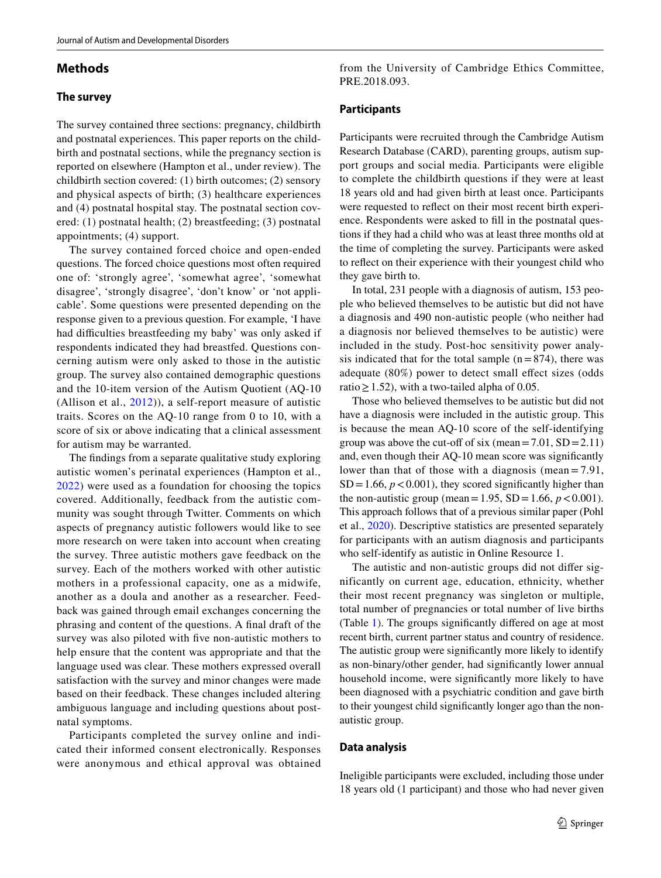## Methods

### The survey

The survey contained three sections: pregnancy, childbirth and postnatal experiences. This paper reports on the childbirth and postnatal sections, while the pregnancy section is reported on elsewhere (Hampton et al., under review). The childbirth section covered: (1) birth outcomes; (2) sensory and physical aspects of birth; (3) healthcare experiences and (4) postnatal hospital stay. The postnatal section covered: (1) postnatal health; (2) breastfeeding; (3) postnatal appointments; (4) support.

The survey contained forced choice and open-ended questions. The forced choice questions most often required one of: 'strongly agree', 'somewhat agree', 'somewhat disagree', 'strongly disagree', 'don't know' or 'not applicable'. Some questions were presented depending on the response given to a previous question. For example, 'I have had difficulties breastfeeding my baby' was only asked if respondents indicated they had breastfed. Questions concerning autism were only asked to those in the autistic group. The survey also contained demographic questions and the 10-item version of the Autism Quotient (AQ-10 (Allison et al., 2012)), a self-report measure of autistic traits. Scores on the AQ-10 range from 0 to 10, with a score of six or above indicating that a clinical assessment for autism may be warranted.

The findings from a separate qualitative study exploring autistic women's perinatal experiences (Hampton et al., 2022) were used as a foundation for choosing the topics covered. Additionally, feedback from the autistic community was sought through Twitter. Comments on which aspects of pregnancy autistic followers would like to see more research on were taken into account when creating the survey. Three autistic mothers gave feedback on the survey. Each of the mothers worked with other autistic mothers in a professional capacity, one as a midwife, another as a doula and another as a researcher. Feedback was gained through email exchanges concerning the phrasing and content of the questions. A final draft of the survey was also piloted with five non-autistic mothers to help ensure that the content was appropriate and that the language used was clear. These mothers expressed overall satisfaction with the survey and minor changes were made based on their feedback. These changes included altering ambiguous language and including questions about postnatal symptoms.

Participants completed the survey online and indicated their informed consent electronically. Responses were anonymous and ethical approval was obtained from the University of Cambridge Ethics Committee, PRE.2018.093.

### Participants

Participants were recruited through the Cambridge Autism Research Database (CARD), parenting groups, autism support groups and social media. Participants were eligible to complete the childbirth questions if they were at least 18 years old and had given birth at least once. Participants were requested to reflect on their most recent birth experience. Respondents were asked to fill in the postnatal questions if they had a child who was at least three months old at the time of completing the survey. Participants were asked to reflect on their experience with their youngest child who they gave birth to.

In total, 231 people with a diagnosis of autism, 153 people who believed themselves to be autistic but did not have a diagnosis and 490 non-autistic people (who neither had a diagnosis nor believed themselves to be autistic) were included in the study. Post-hoc sensitivity power analysis indicated that for the total sample ($n = 874$), there was adequate (80%) power to detect small effect sizes (odds ratio $\geq 1.52$), with a two-tailed alpha of 0.05.

Those who believed themselves to be autistic but did not have a diagnosis were included in the autistic group. This is because the mean AQ-10 score of the self-identifying group was above the cut-off of six (mean $= 7.01$, SD $= 2.11$) and, even though their AQ-10 mean score was significantly lower than that of those with a diagnosis (mean $= 7.91$, SD $= 1.66$, $p < 0.001$), they scored significantly higher than the non-autistic group (mean $= 1.95$, SD $= 1.66$, $p < 0.001$). This approach follows that of a previous similar paper (Pohl et al., 2020). Descriptive statistics are presented separately for participants with an autism diagnosis and participants who self-identify as autistic in Online Resource 1.

The autistic and non-autistic groups did not differ significantly on current age, education, ethnicity, whether their most recent pregnancy was singleton or multiple, total number of pregnancies or total number of live births (Table 1). The groups significantly differed on age at most recent birth, current partner status and country of residence. The autistic group were significantly more likely to identify as non-binary/other gender, had significantly lower annual household income, were significantly more likely to have been diagnosed with a psychiatric condition and gave birth to their youngest child significantly longer ago than the non-autistic group.

### Data analysis

Ineligible participants were excluded, including those under 18 years old (1 participant) and those who had never given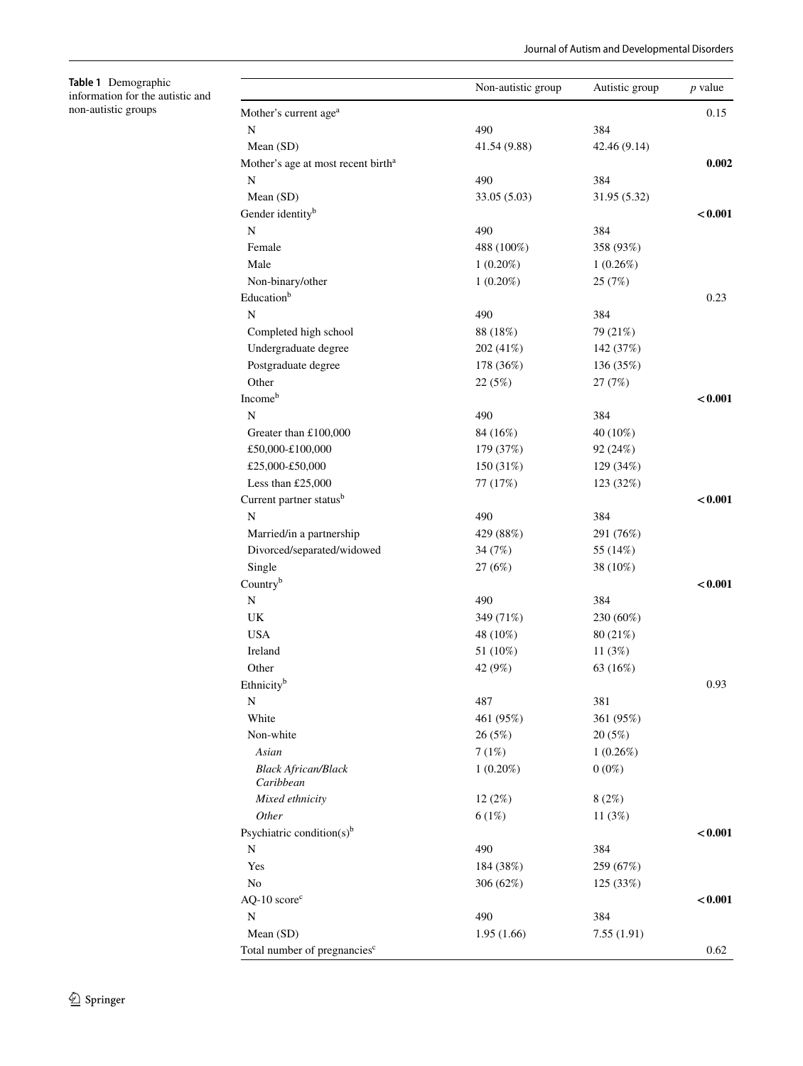**Table 1** Demographic information for the autistic and non-autistic groups

| | Non-autistic group | Autistic group | *p* value |
|---|---|---|---|
| Mother's current age[a] | | | 0.15 |
| N | 490 | 384 | |
| Mean (SD) | 41.54 (9.88) | 42.46 (9.14) | |
| Mother's age at most recent birth[a] | | | **0.002** |
| N | 490 | 384 | |
| Mean (SD) | 33.05 (5.03) | 31.95 (5.32) | |
| Gender identity[b] | | | **< 0.001** |
| N | 490 | 384 | |
| Female | 488 (100%) | 358 (93%) | |
| Male | 1 (0.20%) | 1 (0.26%) | |
| Non-binary/other | 1 (0.20%) | 25 (7%) | |
| Education[b] | | | 0.23 |
| N | 490 | 384 | |
| Completed high school | 88 (18%) | 79 (21%) | |
| Undergraduate degree | 202 (41%) | 142 (37%) | |
| Postgraduate degree | 178 (36%) | 136 (35%) | |
| Other | 22 (5%) | 27 (7%) | |
| Income[b] | | | **< 0.001** |
| N | 490 | 384 | |
| Greater than £100,000 | 84 (16%) | 40 (10%) | |
| £50,000-£100,000 | 179 (37%) | 92 (24%) | |
| £25,000-£50,000 | 150 (31%) | 129 (34%) | |
| Less than £25,000 | 77 (17%) | 123 (32%) | |
| Current partner status[b] | | | **< 0.001** |
| N | 490 | 384 | |
| Married/in a partnership | 429 (88%) | 291 (76%) | |
| Divorced/separated/widowed | 34 (7%) | 55 (14%) | |
| Single | 27 (6%) | 38 (10%) | |
| Country[b] | | | **< 0.001** |
| N | 490 | 384 | |
| UK | 349 (71%) | 230 (60%) | |
| USA | 48 (10%) | 80 (21%) | |
| Ireland | 51 (10%) | 11 (3%) | |
| Other | 42 (9%) | 63 (16%) | |
| Ethnicity[b] | | | 0.93 |
| N | 487 | 381 | |
| White | 461 (95%) | 361 (95%) | |
| Non-white | 26 (5%) | 20 (5%) | |
| *Asian* | 7 (1%) | 1 (0.26%) | |
| *Black African/Black Caribbean* | 1 (0.20%) | 0 (0%) | |
| *Mixed ethnicity* | 12 (2%) | 8 (2%) | |
| *Other* | 6 (1%) | 11 (3%) | |
| Psychiatric condition(s)[b] | | | **< 0.001** |
| N | 490 | 384 | |
| Yes | 184 (38%) | 259 (67%) | |
| No | 306 (62%) | 125 (33%) | |
| AQ-10 score[c] | | | **< 0.001** |
| N | 490 | 384 | |
| Mean (SD) | 1.95 (1.66) | 7.55 (1.91) | |
| Total number of pregnancies[c] | | | 0.62 |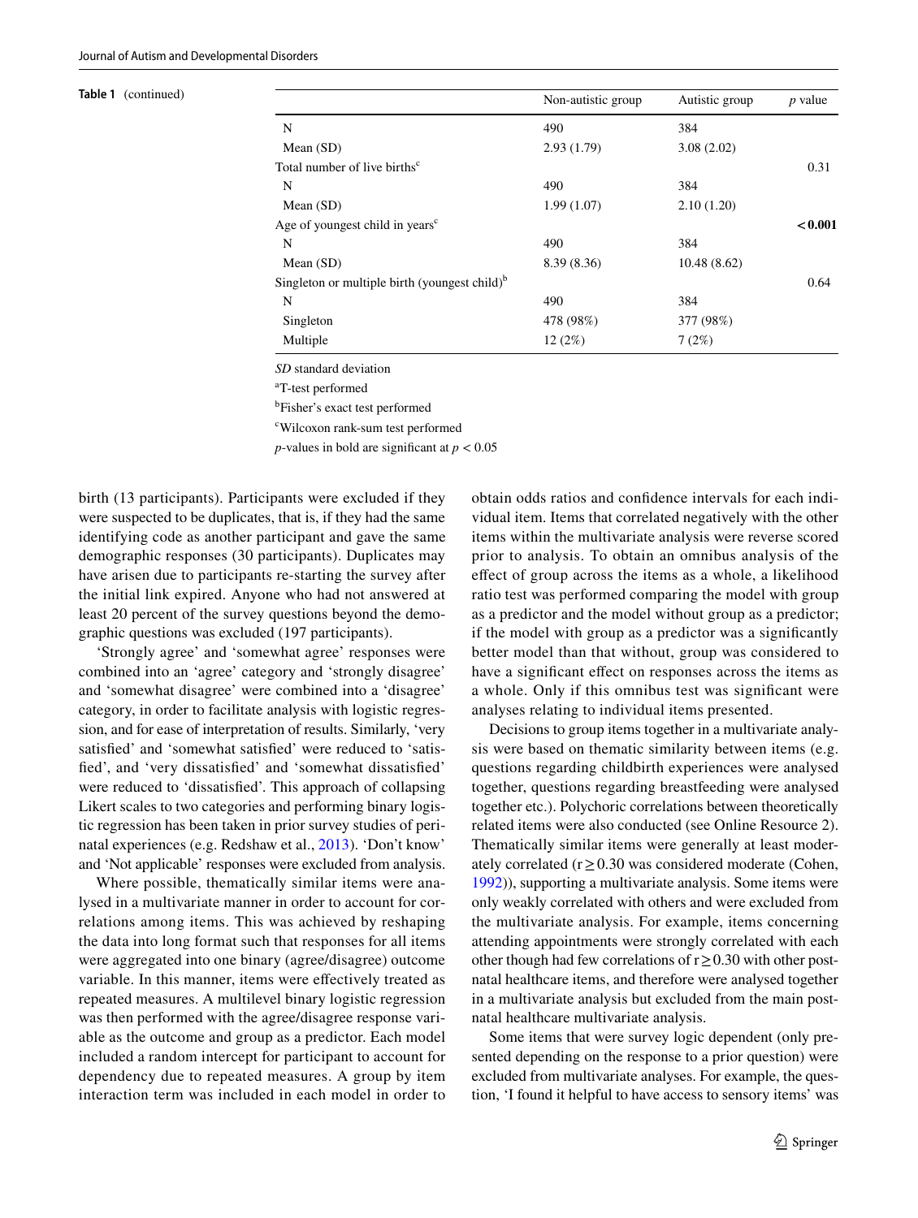**Table 1** (continued)

| | Non-autistic group | Autistic group | *p* value |
|---|---|---|---|
| N | 490 | 384 | |
| Mean (SD) | 2.93 (1.79) | 3.08 (2.02) | |
| Total number of live births[c] | | | 0.31 |
| N | 490 | 384 | |
| Mean (SD) | 1.99 (1.07) | 2.10 (1.20) | |
| Age of youngest child in years[c] | | | **< 0.001** |
| N | 490 | 384 | |
| Mean (SD) | 8.39 (8.36) | 10.48 (8.62) | |
| Singleton or multiple birth (youngest child)[b] | | | 0.64 |
| N | 490 | 384 | |
| Singleton | 478 (98%) | 377 (98%) | |
| Multiple | 12 (2%) | 7 (2%) | |

*SD* standard deviation

[a]T-test performed

[b]Fisher's exact test performed

[c]Wilcoxon rank-sum test performed

*p*-values in bold are significant at $p < 0.05$

birth (13 participants). Participants were excluded if they were suspected to be duplicates, that is, if they had the same identifying code as another participant and gave the same demographic responses (30 participants). Duplicates may have arisen due to participants re-starting the survey after the initial link expired. Anyone who had not answered at least 20 percent of the survey questions beyond the demographic questions was excluded (197 participants).

'Strongly agree' and 'somewhat agree' responses were combined into an 'agree' category and 'strongly disagree' and 'somewhat disagree' were combined into a 'disagree' category, in order to facilitate analysis with logistic regression, and for ease of interpretation of results. Similarly, 'very satisfied' and 'somewhat satisfied' were reduced to 'satisfied', and 'very dissatisfied' and 'somewhat dissatisfied' were reduced to 'dissatisfied'. This approach of collapsing Likert scales to two categories and performing binary logistic regression has been taken in prior survey studies of perinatal experiences (e.g. Redshaw et al., 2013). 'Don't know' and 'Not applicable' responses were excluded from analysis.

Where possible, thematically similar items were analysed in a multivariate manner in order to account for correlations among items. This was achieved by reshaping the data into long format such that responses for all items were aggregated into one binary (agree/disagree) outcome variable. In this manner, items were effectively treated as repeated measures. A multilevel binary logistic regression was then performed with the agree/disagree response variable as the outcome and group as a predictor. Each model included a random intercept for participant to account for dependency due to repeated measures. A group by item interaction term was included in each model in order to obtain odds ratios and confidence intervals for each individual item. Items that correlated negatively with the other items within the multivariate analysis were reverse scored prior to analysis. To obtain an omnibus analysis of the effect of group across the items as a whole, a likelihood ratio test was performed comparing the model with group as a predictor and the model without group as a predictor; if the model with group as a predictor was a significantly better model than that without, group was considered to have a significant effect on responses across the items as a whole. Only if this omnibus test was significant were analyses relating to individual items presented.

Decisions to group items together in a multivariate analysis were based on thematic similarity between items (e.g. questions regarding childbirth experiences were analysed together, questions regarding breastfeeding were analysed together etc.). Polychoric correlations between theoretically related items were also conducted (see Online Resource 2). Thematically similar items were generally at least moderately correlated ($r \geq 0.30$ was considered moderate (Cohen, 1992)), supporting a multivariate analysis. Some items were only weakly correlated with others and were excluded from the multivariate analysis. For example, items concerning attending appointments were strongly correlated with each other though had few correlations of $r \geq 0.30$ with other postnatal healthcare items, and therefore were analysed together in a multivariate analysis but excluded from the main postnatal healthcare multivariate analysis.

Some items that were survey logic dependent (only presented depending on the response to a prior question) were excluded from multivariate analyses. For example, the question, 'I found it helpful to have access to sensory items' was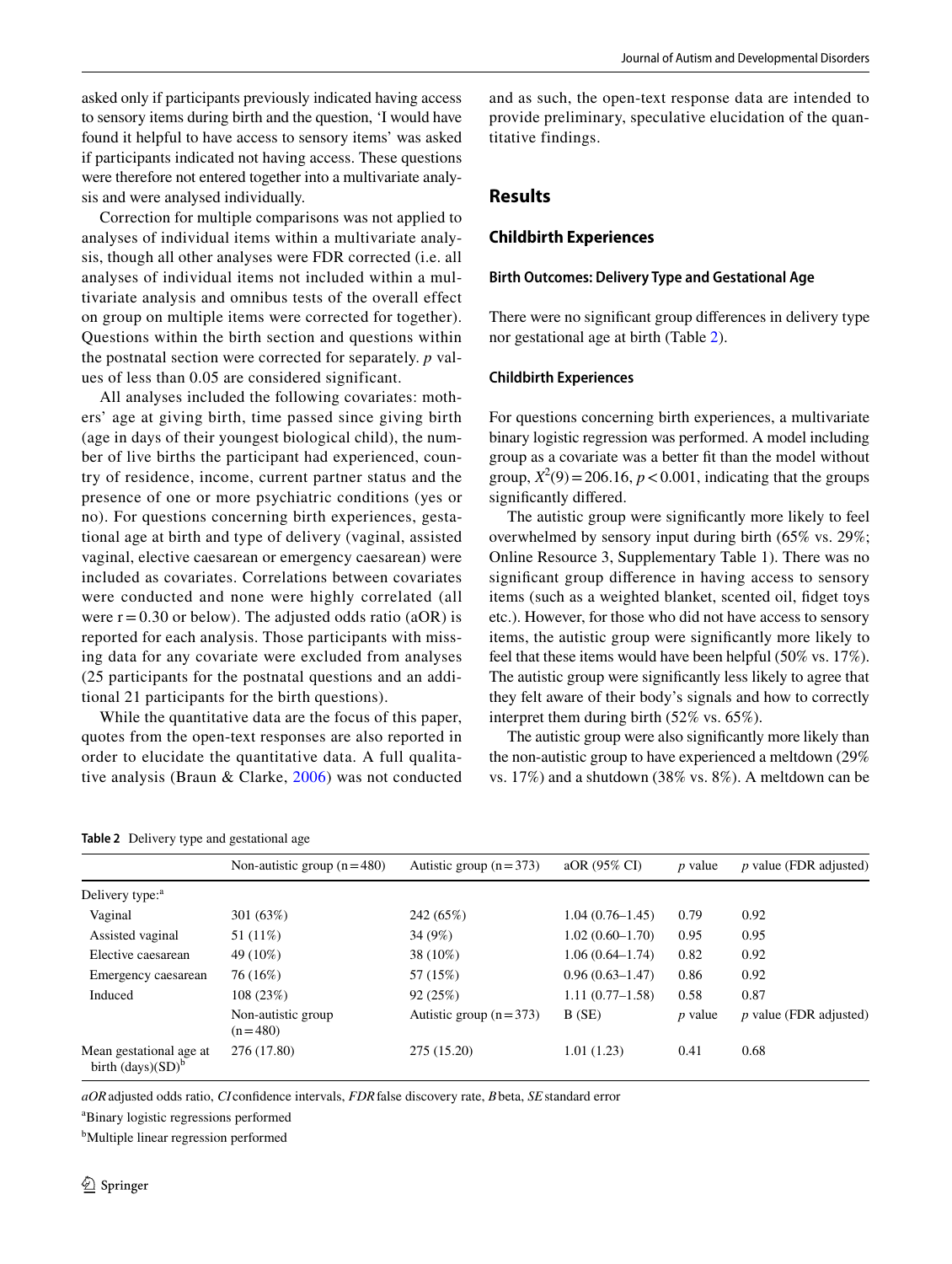asked only if participants previously indicated having access to sensory items during birth and the question, 'I would have found it helpful to have access to sensory items' was asked if participants indicated not having access. These questions were therefore not entered together into a multivariate analysis and were analysed individually.

Correction for multiple comparisons was not applied to analyses of individual items within a multivariate analysis, though all other analyses were FDR corrected (i.e. all analyses of individual items not included within a multivariate analysis and omnibus tests of the overall effect on group on multiple items were corrected for together). Questions within the birth section and questions within the postnatal section were corrected for separately. *p* values of less than 0.05 are considered significant.

All analyses included the following covariates: mothers' age at giving birth, time passed since giving birth (age in days of their youngest biological child), the number of live births the participant had experienced, country of residence, income, current partner status and the presence of one or more psychiatric conditions (yes or no). For questions concerning birth experiences, gestational age at birth and type of delivery (vaginal, assisted vaginal, elective caesarean or emergency caesarean) were included as covariates. Correlations between covariates were conducted and none were highly correlated (all were $r = 0.30$ or below). The adjusted odds ratio (aOR) is reported for each analysis. Those participants with missing data for any covariate were excluded from analyses (25 participants for the postnatal questions and an additional 21 participants for the birth questions).

While the quantitative data are the focus of this paper, quotes from the open-text responses are also reported in order to elucidate the quantitative data. A full qualitative analysis (Braun & Clarke, 2006) was not conducted and as such, the open-text response data are intended to provide preliminary, speculative elucidation of the quantitative findings.

## Results

### Childbirth Experiences

#### Birth Outcomes: Delivery Type and Gestational Age

There were no significant group differences in delivery type nor gestational age at birth (Table 2).

#### Childbirth Experiences

For questions concerning birth experiences, a multivariate binary logistic regression was performed. A model including group as a covariate was a better fit than the model without group, $X^2(9) = 206.16$, $p < 0.001$, indicating that the groups significantly differed.

The autistic group were significantly more likely to feel overwhelmed by sensory input during birth (65% vs. 29%; Online Resource 3, Supplementary Table 1). There was no significant group difference in having access to sensory items (such as a weighted blanket, scented oil, fidget toys etc.). However, for those who did not have access to sensory items, the autistic group were significantly more likely to feel that these items would have been helpful (50% vs. 17%). The autistic group were significantly less likely to agree that they felt aware of their body's signals and how to correctly interpret them during birth (52% vs. 65%).

The autistic group were also significantly more likely than the non-autistic group to have experienced a meltdown (29% vs. 17%) and a shutdown (38% vs. 8%). A meltdown can be

**Table 2** Delivery type and gestational age

| | Non-autistic group (n = 480) | Autistic group (n = 373) | aOR (95% CI) | *p* value | *p* value (FDR adjusted) |
|---|---|---|---|---|---|
| Delivery type:[a] | | | | | |
| Vaginal | 301 (63%) | 242 (65%) | 1.04 (0.76–1.45) | 0.79 | 0.92 |
| Assisted vaginal | 51 (11%) | 34 (9%) | 1.02 (0.60–1.70) | 0.95 | 0.95 |
| Elective caesarean | 49 (10%) | 38 (10%) | 1.06 (0.64–1.74) | 0.82 | 0.92 |
| Emergency caesarean | 76 (16%) | 57 (15%) | 0.96 (0.63–1.47) | 0.86 | 0.92 |
| Induced | 108 (23%) | 92 (25%) | 1.11 (0.77–1.58) | 0.58 | 0.87 |
| | Non-autistic group (n = 480) | Autistic group (n = 373) | B (SE) | *p* value | *p* value (FDR adjusted) |
| Mean gestational age at birth (days)(SD)[b] | 276 (17.80) | 275 (15.20) | 1.01 (1.23) | 0.41 | 0.68 |

*aOR* adjusted odds ratio, *CI* confidence intervals, *FDR* false discovery rate, *B* beta, *SE* standard error

[a]Binary logistic regressions performed

[b]Multiple linear regression performed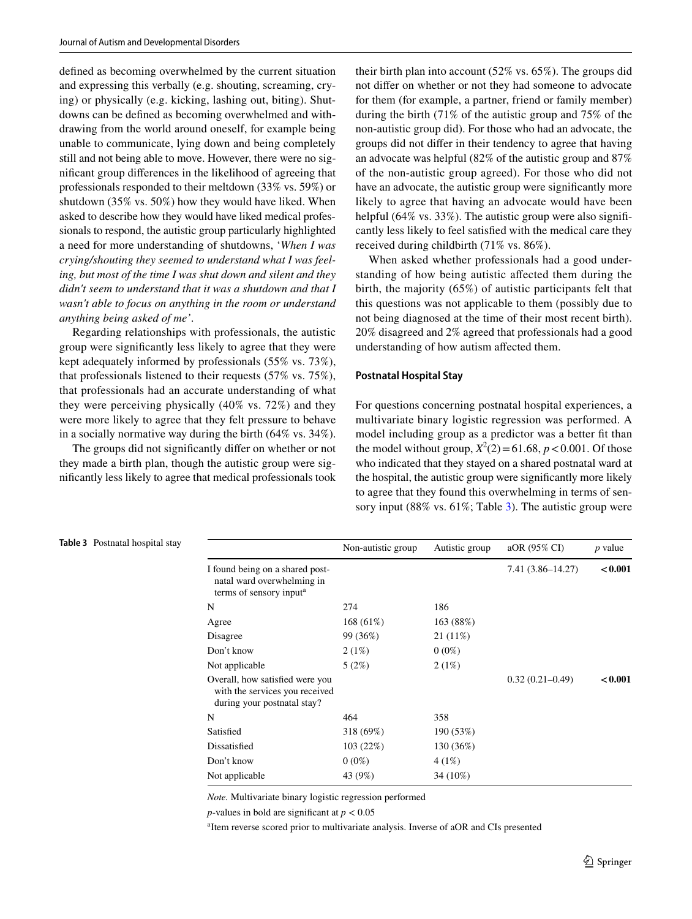defined as becoming overwhelmed by the current situation and expressing this verbally (e.g. shouting, screaming, crying) or physically (e.g. kicking, lashing out, biting). Shutdowns can be defined as becoming overwhelmed and withdrawing from the world around oneself, for example being unable to communicate, lying down and being completely still and not being able to move. However, there were no significant group differences in the likelihood of agreeing that professionals responded to their meltdown (33% vs. 59%) or shutdown (35% vs. 50%) how they would have liked. When asked to describe how they would have liked medical professionals to respond, the autistic group particularly highlighted a need for more understanding of shutdowns, '*When I was crying/shouting they seemed to understand what I was feeling, but most of the time I was shut down and silent and they didn't seem to understand that it was a shutdown and that I wasn't able to focus on anything in the room or understand anything being asked of me*'.

Regarding relationships with professionals, the autistic group were significantly less likely to agree that they were kept adequately informed by professionals (55% vs. 73%), that professionals listened to their requests (57% vs. 75%), that professionals had an accurate understanding of what they were perceiving physically (40% vs. 72%) and they were more likely to agree that they felt pressure to behave in a socially normative way during the birth (64% vs. 34%).

The groups did not significantly differ on whether or not they made a birth plan, though the autistic group were significantly less likely to agree that medical professionals took their birth plan into account (52% vs. 65%). The groups did not differ on whether or not they had someone to advocate for them (for example, a partner, friend or family member) during the birth (71% of the autistic group and 75% of the non-autistic group did). For those who had an advocate, the groups did not differ in their tendency to agree that having an advocate was helpful (82% of the autistic group and 87% of the non-autistic group agreed). For those who did not have an advocate, the autistic group were significantly more likely to agree that having an advocate would have been helpful (64% vs. 33%). The autistic group were also significantly less likely to feel satisfied with the medical care they received during childbirth (71% vs. 86%).

When asked whether professionals had a good understanding of how being autistic affected them during the birth, the majority (65%) of autistic participants felt that this questions was not applicable to them (possibly due to not being diagnosed at the time of their most recent birth). 20% disagreed and 2% agreed that professionals had a good understanding of how autism affected them.

### Postnatal Hospital Stay

For questions concerning postnatal hospital experiences, a multivariate binary logistic regression was performed. A model including group as a predictor was a better fit than the model without group, $X^2(2) = 61.68$, $p < 0.001$. Of those who indicated that they stayed on a shared postnatal ward at the hospital, the autistic group were significantly more likely to agree that they found this overwhelming in terms of sensory input (88% vs. 61%; Table 3). The autistic group were

**Table 3** Postnatal hospital stay

| | Non-autistic group | Autistic group | aOR (95% CI) | *p* value |
|---|---|---|---|---|
| I found being on a shared postnatal ward overwhelming in terms of sensory input[a] | | | 7.41 (3.86–14.27) | **< 0.001** |
| N | 274 | 186 | | |
| Agree | 168 (61%) | 163 (88%) | | |
| Disagree | 99 (36%) | 21 (11%) | | |
| Don't know | 2 (1%) | 0 (0%) | | |
| Not applicable | 5 (2%) | 2 (1%) | | |
| Overall, how satisfied were you with the services you received during your postnatal stay? | | | 0.32 (0.21–0.49) | **< 0.001** |
| N | 464 | 358 | | |
| Satisfied | 318 (69%) | 190 (53%) | | |
| Dissatisfied | 103 (22%) | 130 (36%) | | |
| Don't know | 0 (0%) | 4 (1%) | | |
| Not applicable | 43 (9%) | 34 (10%) | | |

*Note.* Multivariate binary logistic regression performed

*p*-values in bold are significant at $p < 0.05$

[a]Item reverse scored prior to multivariate analysis. Inverse of aOR and CIs presented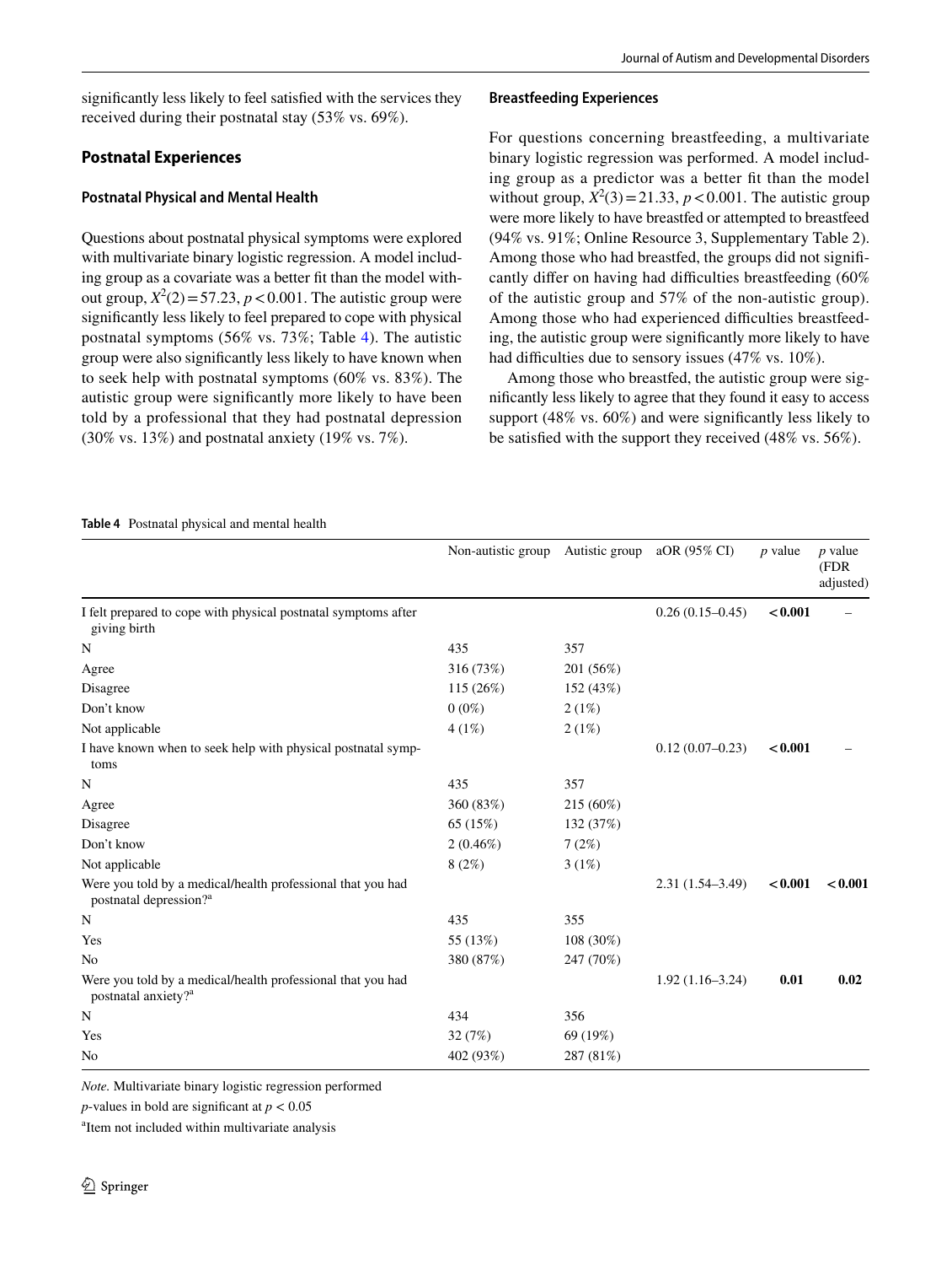significantly less likely to feel satisfied with the services they received during their postnatal stay (53% vs. 69%).

## Postnatal Experiences

### Postnatal Physical and Mental Health

Questions about postnatal physical symptoms were explored with multivariate binary logistic regression. A model including group as a covariate was a better fit than the model without group, $X^2(2) = 57.23$, $p < 0.001$. The autistic group were significantly less likely to feel prepared to cope with physical postnatal symptoms (56% vs. 73%; Table 4). The autistic group were also significantly less likely to have known when to seek help with postnatal symptoms (60% vs. 83%). The autistic group were significantly more likely to have been told by a professional that they had postnatal depression (30% vs. 13%) and postnatal anxiety (19% vs. 7%).

### Breastfeeding Experiences

For questions concerning breastfeeding, a multivariate binary logistic regression was performed. A model including group as a predictor was a better fit than the model without group, $X^2(3) = 21.33$, $p < 0.001$. The autistic group were more likely to have breastfed or attempted to breastfeed (94% vs. 91%; Online Resource 3, Supplementary Table 2). Among those who had breastfed, the groups did not significantly differ on having had difficulties breastfeeding (60% of the autistic group and 57% of the non-autistic group). Among those who had experienced difficulties breastfeeding, the autistic group were significantly more likely to have had difficulties due to sensory issues (47% vs. 10%).

Among those who breastfed, the autistic group were significantly less likely to agree that they found it easy to access support (48% vs. 60%) and were significantly less likely to be satisfied with the support they received (48% vs. 56%).

**Table 4** Postnatal physical and mental health

| | Non-autistic group | Autistic group | aOR (95% CI) | *p* value | *p* value (FDR adjusted) |
|---|---|---|---|---|---|
| I felt prepared to cope with physical postnatal symptoms after giving birth | | | 0.26 (0.15–0.45) | **< 0.001** | – |
| N | 435 | 357 | | | |
| Agree | 316 (73%) | 201 (56%) | | | |
| Disagree | 115 (26%) | 152 (43%) | | | |
| Don't know | 0 (0%) | 2 (1%) | | | |
| Not applicable | 4 (1%) | 2 (1%) | | | |
| I have known when to seek help with physical postnatal symptoms | | | 0.12 (0.07–0.23) | **< 0.001** | – |
| N | 435 | 357 | | | |
| Agree | 360 (83%) | 215 (60%) | | | |
| Disagree | 65 (15%) | 132 (37%) | | | |
| Don't know | 2 (0.46%) | 7 (2%) | | | |
| Not applicable | 8 (2%) | 3 (1%) | | | |
| Were you told by a medical/health professional that you had postnatal depression?[a] | | | 2.31 (1.54–3.49) | **< 0.001** | **< 0.001** |
| N | 435 | 355 | | | |
| Yes | 55 (13%) | 108 (30%) | | | |
| No | 380 (87%) | 247 (70%) | | | |
| Were you told by a medical/health professional that you had postnatal anxiety?[a] | | | 1.92 (1.16–3.24) | **0.01** | **0.02** |
| N | 434 | 356 | | | |
| Yes | 32 (7%) | 69 (19%) | | | |
| No | 402 (93%) | 287 (81%) | | | |

*Note*. Multivariate binary logistic regression performed

*p*-values in bold are significant at $p < 0.05$

[a]Item not included within multivariate analysis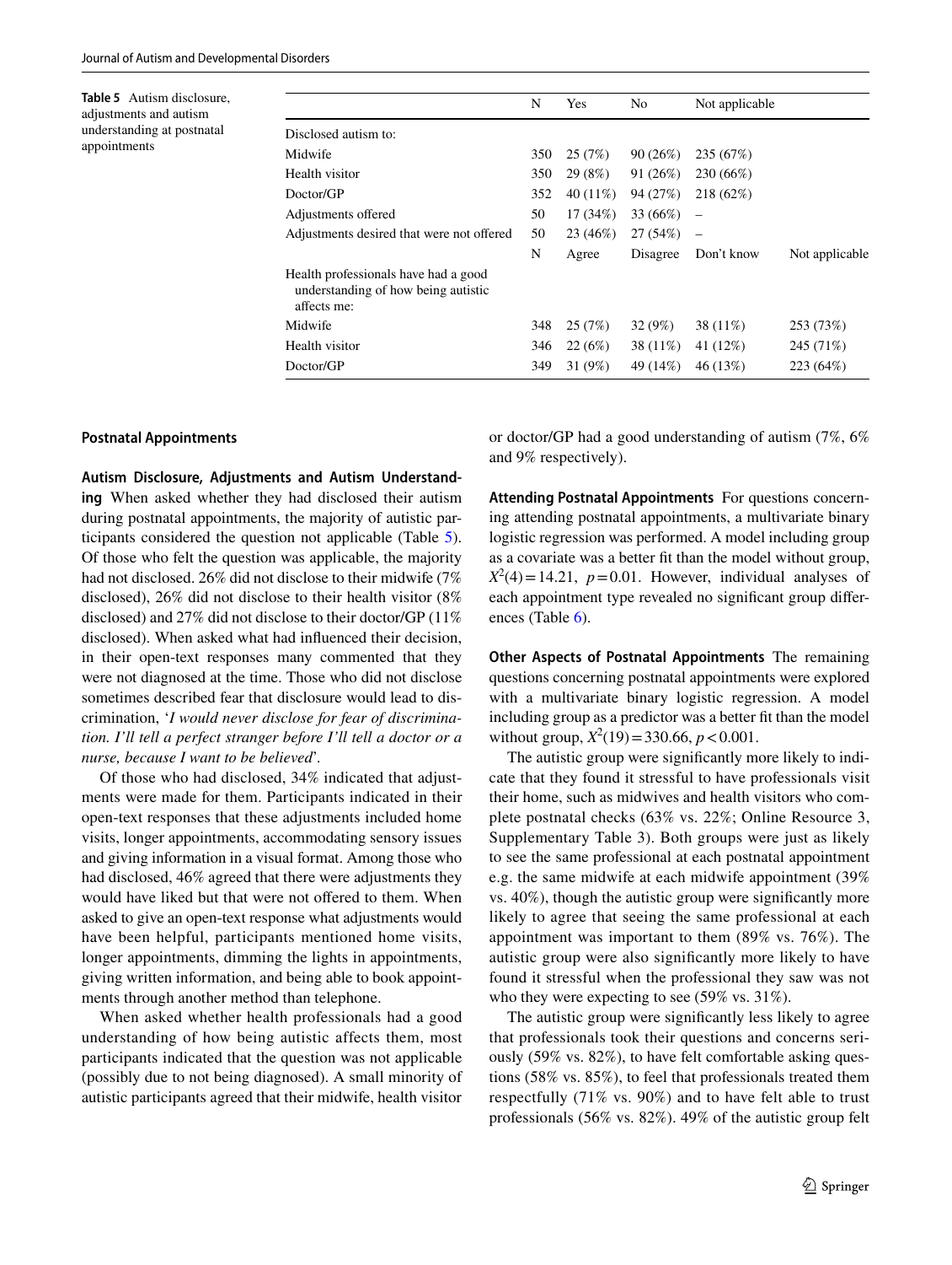**Table 5** Autism disclosure, adjustments and autism understanding at postnatal appointments

| | N | Yes | No | Not applicable | |
|---|---|---|---|---|---|
| Disclosed autism to: | | | | | |
| Midwife | 350 | 25 (7%) | 90 (26%) | 235 (67%) | |
| Health visitor | 350 | 29 (8%) | 91 (26%) | 230 (66%) | |
| Doctor/GP | 352 | 40 (11%) | 94 (27%) | 218 (62%) | |
| Adjustments offered | 50 | 17 (34%) | 33 (66%) | – | |
| Adjustments desired that were not offered | 50 | 23 (46%) | 27 (54%) | – | |
| | N | Agree | Disagree | Don't know | Not applicable |
| Health professionals have had a good understanding of how being autistic affects me: | | | | | |
| Midwife | 348 | 25 (7%) | 32 (9%) | 38 (11%) | 253 (73%) |
| Health visitor | 346 | 22 (6%) | 38 (11%) | 41 (12%) | 245 (71%) |
| Doctor/GP | 349 | 31 (9%) | 49 (14%) | 46 (13%) | 223 (64%) |

#### Postnatal Appointments

**Autism Disclosure, Adjustments and Autism Understanding** When asked whether they had disclosed their autism during postnatal appointments, the majority of autistic participants considered the question not applicable (Table 5). Of those who felt the question was applicable, the majority had not disclosed. 26% did not disclose to their midwife (7% disclosed), 26% did not disclose to their health visitor (8% disclosed) and 27% did not disclose to their doctor/GP (11% disclosed). When asked what had influenced their decision, in their open-text responses many commented that they were not diagnosed at the time. Those who did not disclose sometimes described fear that disclosure would lead to discrimination, '*I would never disclose for fear of discrimination. I'll tell a perfect stranger before I'll tell a doctor or a nurse, because I want to be believed*'.

Of those who had disclosed, 34% indicated that adjustments were made for them. Participants indicated in their open-text responses that these adjustments included home visits, longer appointments, accommodating sensory issues and giving information in a visual format. Among those who had disclosed, 46% agreed that there were adjustments they would have liked but that were not offered to them. When asked to give an open-text response what adjustments would have been helpful, participants mentioned home visits, longer appointments, dimming the lights in appointments, giving written information, and being able to book appointments through another method than telephone.

When asked whether health professionals had a good understanding of how being autistic affects them, most participants indicated that the question was not applicable (possibly due to not being diagnosed). A small minority of autistic participants agreed that their midwife, health visitor or doctor/GP had a good understanding of autism (7%, 6% and 9% respectively).

**Attending Postnatal Appointments** For questions concerning attending postnatal appointments, a multivariate binary logistic regression was performed. A model including group as a covariate was a better fit than the model without group, $X^2(4) = 14.21$, $p = 0.01$. However, individual analyses of each appointment type revealed no significant group differences (Table 6).

**Other Aspects of Postnatal Appointments** The remaining questions concerning postnatal appointments were explored with a multivariate binary logistic regression. A model including group as a predictor was a better fit than the model without group, $X^2(19) = 330.66$, $p < 0.001$.

The autistic group were significantly more likely to indicate that they found it stressful to have professionals visit their home, such as midwives and health visitors who complete postnatal checks (63% vs. 22%; Online Resource 3, Supplementary Table 3). Both groups were just as likely to see the same professional at each postnatal appointment e.g. the same midwife at each midwife appointment (39% vs. 40%), though the autistic group were significantly more likely to agree that seeing the same professional at each appointment was important to them (89% vs. 76%). The autistic group were also significantly more likely to have found it stressful when the professional they saw was not who they were expecting to see (59% vs. 31%).

The autistic group were significantly less likely to agree that professionals took their questions and concerns seriously (59% vs. 82%), to have felt comfortable asking questions (58% vs. 85%), to feel that professionals treated them respectfully (71% vs. 90%) and to have felt able to trust professionals (56% vs. 82%). 49% of the autistic group felt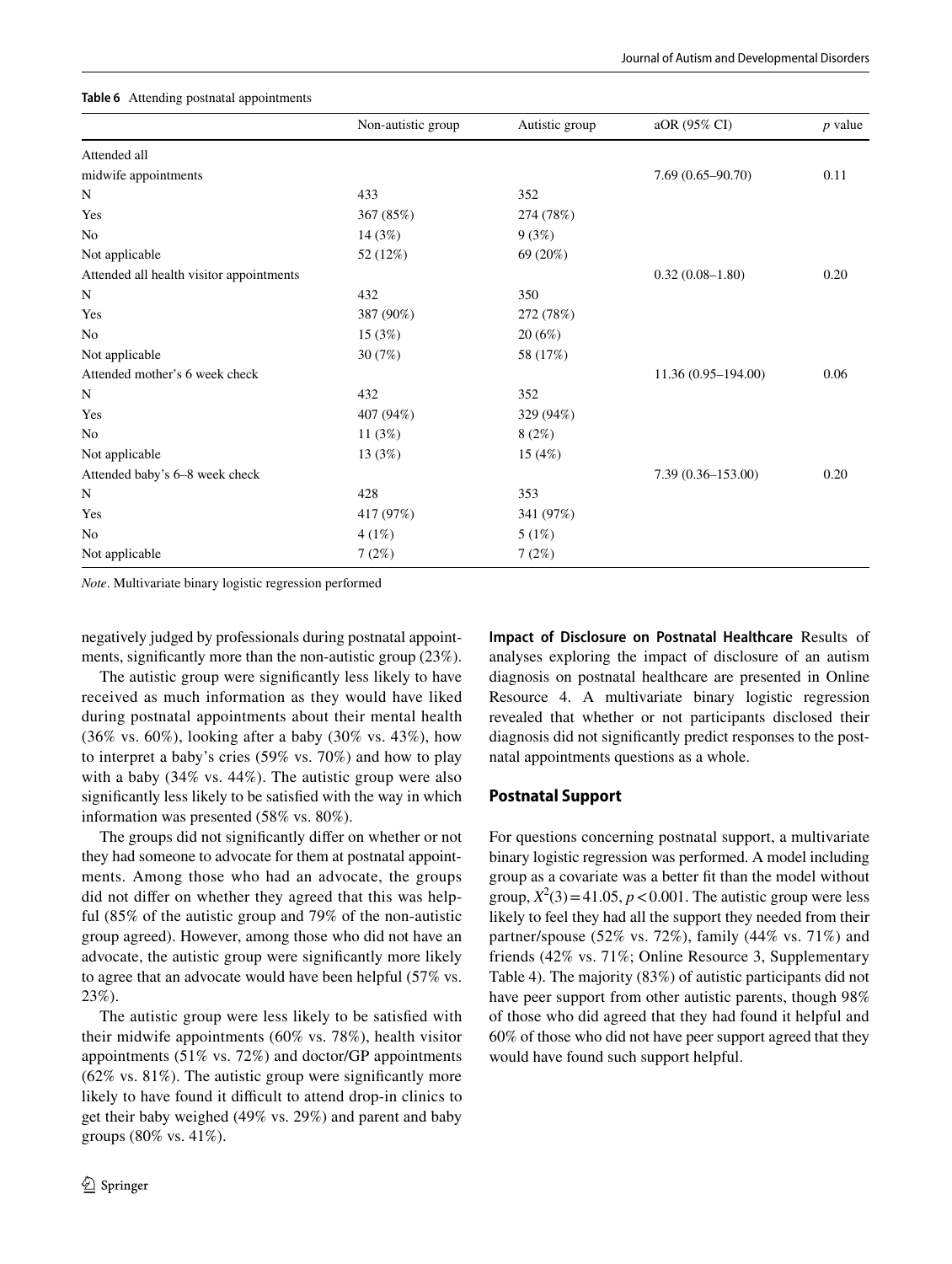**Table 6** Attending postnatal appointments

| | Non-autistic group | Autistic group | aOR (95% CI) | *p* value |
|---|---|---|---|---|
| Attended all | | | | |
| midwife appointments | | | 7.69 (0.65–90.70) | 0.11 |
| N | 433 | 352 | | |
| Yes | 367 (85%) | 274 (78%) | | |
| No | 14 (3%) | 9 (3%) | | |
| Not applicable | 52 (12%) | 69 (20%) | | |
| Attended all health visitor appointments | | | 0.32 (0.08–1.80) | 0.20 |
| N | 432 | 350 | | |
| Yes | 387 (90%) | 272 (78%) | | |
| No | 15 (3%) | 20 (6%) | | |
| Not applicable | 30 (7%) | 58 (17%) | | |
| Attended mother's 6 week check | | | 11.36 (0.95–194.00) | 0.06 |
| N | 432 | 352 | | |
| Yes | 407 (94%) | 329 (94%) | | |
| No | 11 (3%) | 8 (2%) | | |
| Not applicable | 13 (3%) | 15 (4%) | | |
| Attended baby's 6–8 week check | | | 7.39 (0.36–153.00) | 0.20 |
| N | 428 | 353 | | |
| Yes | 417 (97%) | 341 (97%) | | |
| No | 4 (1%) | 5 (1%) | | |
| Not applicable | 7 (2%) | 7 (2%) | | |

*Note*. Multivariate binary logistic regression performed

negatively judged by professionals during postnatal appointments, significantly more than the non-autistic group (23%).

The autistic group were significantly less likely to have received as much information as they would have liked during postnatal appointments about their mental health (36% vs. 60%), looking after a baby (30% vs. 43%), how to interpret a baby's cries (59% vs. 70%) and how to play with a baby (34% vs. 44%). The autistic group were also significantly less likely to be satisfied with the way in which information was presented (58% vs. 80%).

The groups did not significantly differ on whether or not they had someone to advocate for them at postnatal appointments. Among those who had an advocate, the groups did not differ on whether they agreed that this was helpful (85% of the autistic group and 79% of the non-autistic group agreed). However, among those who did not have an advocate, the autistic group were significantly more likely to agree that an advocate would have been helpful (57% vs. 23%).

The autistic group were less likely to be satisfied with their midwife appointments (60% vs. 78%), health visitor appointments (51% vs. 72%) and doctor/GP appointments (62% vs. 81%). The autistic group were significantly more likely to have found it difficult to attend drop-in clinics to get their baby weighed (49% vs. 29%) and parent and baby groups (80% vs. 41%).

**Impact of Disclosure on Postnatal Healthcare** Results of analyses exploring the impact of disclosure of an autism diagnosis on postnatal healthcare are presented in Online Resource 4. A multivariate binary logistic regression revealed that whether or not participants disclosed their diagnosis did not significantly predict responses to the postnatal appointments questions as a whole.

### Postnatal Support

For questions concerning postnatal support, a multivariate binary logistic regression was performed. A model including group as a covariate was a better fit than the model without group, $X^2(3) = 41.05$, $p < 0.001$. The autistic group were less likely to feel they had all the support they needed from their partner/spouse (52% vs. 72%), family (44% vs. 71%) and friends (42% vs. 71%; Online Resource 3, Supplementary Table 4). The majority (83%) of autistic participants did not have peer support from other autistic parents, though 98% of those who did agreed that they had found it helpful and 60% of those who did not have peer support agreed that they would have found such support helpful.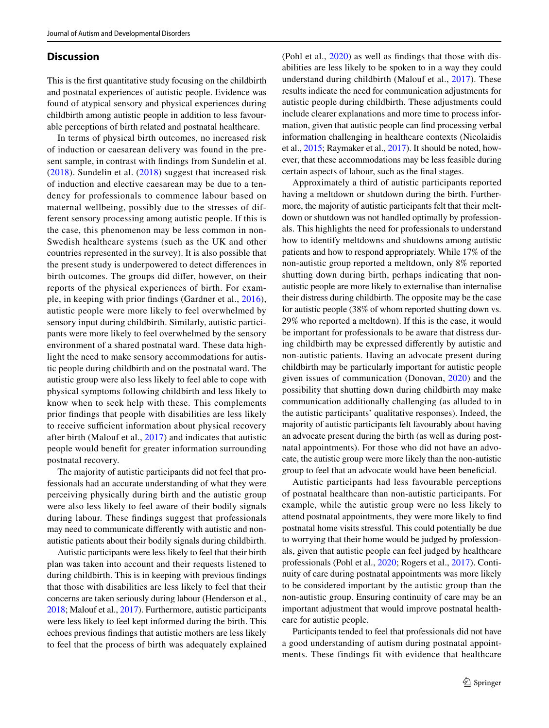## Discussion

This is the first quantitative study focusing on the childbirth and postnatal experiences of autistic people. Evidence was found of atypical sensory and physical experiences during childbirth among autistic people in addition to less favourable perceptions of birth related and postnatal healthcare.

In terms of physical birth outcomes, no increased risk of induction or caesarean delivery was found in the present sample, in contrast with findings from Sundelin et al. (2018). Sundelin et al. (2018) suggest that increased risk of induction and elective caesarean may be due to a tendency for professionals to commence labour based on maternal wellbeing, possibly due to the stresses of different sensory processing among autistic people. If this is the case, this phenomenon may be less common in non-Swedish healthcare systems (such as the UK and other countries represented in the survey). It is also possible that the present study is underpowered to detect differences in birth outcomes. The groups did differ, however, on their reports of the physical experiences of birth. For example, in keeping with prior findings (Gardner et al., 2016), autistic people were more likely to feel overwhelmed by sensory input during childbirth. Similarly, autistic participants were more likely to feel overwhelmed by the sensory environment of a shared postnatal ward. These data highlight the need to make sensory accommodations for autistic people during childbirth and on the postnatal ward. The autistic group were also less likely to feel able to cope with physical symptoms following childbirth and less likely to know when to seek help with these. This complements prior findings that people with disabilities are less likely to receive sufficient information about physical recovery after birth (Malouf et al., 2017) and indicates that autistic people would benefit for greater information surrounding postnatal recovery.

The majority of autistic participants did not feel that professionals had an accurate understanding of what they were perceiving physically during birth and the autistic group were also less likely to feel aware of their bodily signals during labour. These findings suggest that professionals may need to communicate differently with autistic and non-autistic patients about their bodily signals during childbirth.

Autistic participants were less likely to feel that their birth plan was taken into account and their requests listened to during childbirth. This is in keeping with previous findings that those with disabilities are less likely to feel that their concerns are taken seriously during labour (Henderson et al., 2018; Malouf et al., 2017). Furthermore, autistic participants were less likely to feel kept informed during the birth. This echoes previous findings that autistic mothers are less likely to feel that the process of birth was adequately explained (Pohl et al., 2020) as well as findings that those with disabilities are less likely to be spoken to in a way they could understand during childbirth (Malouf et al., 2017). These results indicate the need for communication adjustments for autistic people during childbirth. These adjustments could include clearer explanations and more time to process information, given that autistic people can find processing verbal information challenging in healthcare contexts (Nicolaidis et al., 2015; Raymaker et al., 2017). It should be noted, however, that these accommodations may be less feasible during certain aspects of labour, such as the final stages.

Approximately a third of autistic participants reported having a meltdown or shutdown during the birth. Furthermore, the majority of autistic participants felt that their meltdown or shutdown was not handled optimally by professionals. This highlights the need for professionals to understand how to identify meltdowns and shutdowns among autistic patients and how to respond appropriately. While 17% of the non-autistic group reported a meltdown, only 8% reported shutting down during birth, perhaps indicating that non-autistic people are more likely to externalise than internalise their distress during childbirth. The opposite may be the case for autistic people (38% of whom reported shutting down vs. 29% who reported a meltdown). If this is the case, it would be important for professionals to be aware that distress during childbirth may be expressed differently by autistic and non-autistic patients. Having an advocate present during childbirth may be particularly important for autistic people given issues of communication (Donovan, 2020) and the possibility that shutting down during childbirth may make communication additionally challenging (as alluded to in the autistic participants' qualitative responses). Indeed, the majority of autistic participants felt favourably about having an advocate present during the birth (as well as during postnatal appointments). For those who did not have an advocate, the autistic group were more likely than the non-autistic group to feel that an advocate would have been beneficial.

Autistic participants had less favourable perceptions of postnatal healthcare than non-autistic participants. For example, while the autistic group were no less likely to attend postnatal appointments, they were more likely to find postnatal home visits stressful. This could potentially be due to worrying that their home would be judged by professionals, given that autistic people can feel judged by healthcare professionals (Pohl et al., 2020; Rogers et al., 2017). Continuity of care during postnatal appointments was more likely to be considered important by the autistic group than the non-autistic group. Ensuring continuity of care may be an important adjustment that would improve postnatal healthcare for autistic people.

Participants tended to feel that professionals did not have a good understanding of autism during postnatal appointments. These findings fit with evidence that healthcare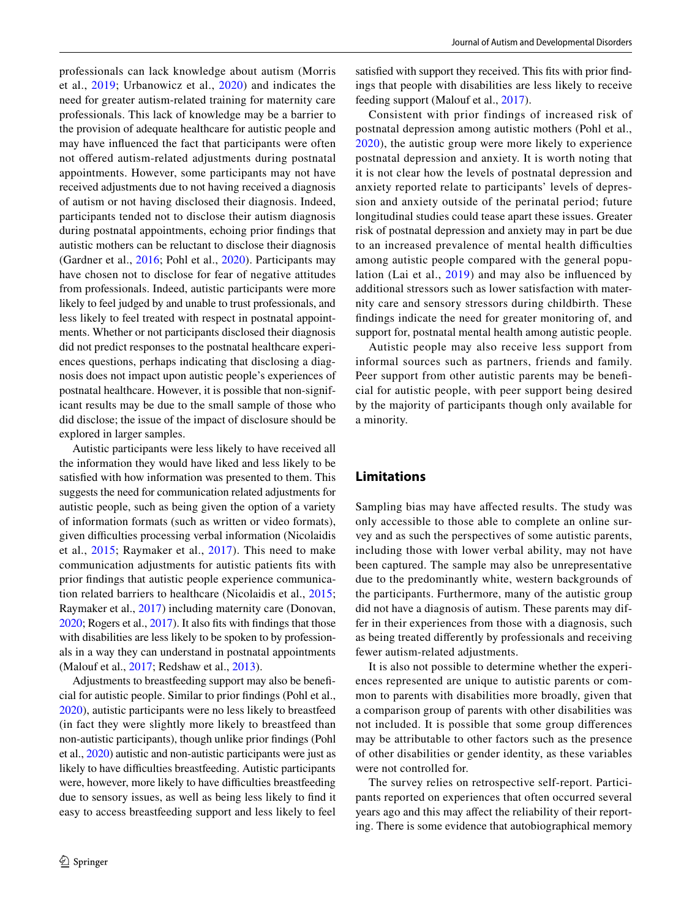professionals can lack knowledge about autism (Morris et al., 2019; Urbanowicz et al., 2020) and indicates the need for greater autism-related training for maternity care professionals. This lack of knowledge may be a barrier to the provision of adequate healthcare for autistic people and may have influenced the fact that participants were often not offered autism-related adjustments during postnatal appointments. However, some participants may not have received adjustments due to not having received a diagnosis of autism or not having disclosed their diagnosis. Indeed, participants tended not to disclose their autism diagnosis during postnatal appointments, echoing prior findings that autistic mothers can be reluctant to disclose their diagnosis (Gardner et al., 2016; Pohl et al., 2020). Participants may have chosen not to disclose for fear of negative attitudes from professionals. Indeed, autistic participants were more likely to feel judged by and unable to trust professionals, and less likely to feel treated with respect in postnatal appointments. Whether or not participants disclosed their diagnosis did not predict responses to the postnatal healthcare experiences questions, perhaps indicating that disclosing a diagnosis does not impact upon autistic people's experiences of postnatal healthcare. However, it is possible that non-significant results may be due to the small sample of those who did disclose; the issue of the impact of disclosure should be explored in larger samples.

Autistic participants were less likely to have received all the information they would have liked and less likely to be satisfied with how information was presented to them. This suggests the need for communication related adjustments for autistic people, such as being given the option of a variety of information formats (such as written or video formats), given difficulties processing verbal information (Nicolaidis et al., 2015; Raymaker et al., 2017). This need to make communication adjustments for autistic patients fits with prior findings that autistic people experience communication related barriers to healthcare (Nicolaidis et al., 2015; Raymaker et al., 2017) including maternity care (Donovan, 2020; Rogers et al., 2017). It also fits with findings that those with disabilities are less likely to be spoken to by professionals in a way they can understand in postnatal appointments (Malouf et al., 2017; Redshaw et al., 2013).

Adjustments to breastfeeding support may also be beneficial for autistic people. Similar to prior findings (Pohl et al., 2020), autistic participants were no less likely to breastfeed (in fact they were slightly more likely to breastfeed than non-autistic participants), though unlike prior findings (Pohl et al., 2020) autistic and non-autistic participants were just as likely to have difficulties breastfeeding. Autistic participants were, however, more likely to have difficulties breastfeeding due to sensory issues, as well as being less likely to find it easy to access breastfeeding support and less likely to feel satisfied with support they received. This fits with prior findings that people with disabilities are less likely to receive feeding support (Malouf et al., 2017).

Consistent with prior findings of increased risk of postnatal depression among autistic mothers (Pohl et al., 2020), the autistic group were more likely to experience postnatal depression and anxiety. It is worth noting that it is not clear how the levels of postnatal depression and anxiety reported relate to participants' levels of depression and anxiety outside of the perinatal period; future longitudinal studies could tease apart these issues. Greater risk of postnatal depression and anxiety may in part be due to an increased prevalence of mental health difficulties among autistic people compared with the general population (Lai et al., 2019) and may also be influenced by additional stressors such as lower satisfaction with maternity care and sensory stressors during childbirth. These findings indicate the need for greater monitoring of, and support for, postnatal mental health among autistic people.

Autistic people may also receive less support from informal sources such as partners, friends and family. Peer support from other autistic parents may be beneficial for autistic people, with peer support being desired by the majority of participants though only available for a minority.

## Limitations

Sampling bias may have affected results. The study was only accessible to those able to complete an online survey and as such the perspectives of some autistic parents, including those with lower verbal ability, may not have been captured. The sample may also be unrepresentative due to the predominantly white, western backgrounds of the participants. Furthermore, many of the autistic group did not have a diagnosis of autism. These parents may differ in their experiences from those with a diagnosis, such as being treated differently by professionals and receiving fewer autism-related adjustments.

It is also not possible to determine whether the experiences represented are unique to autistic parents or common to parents with disabilities more broadly, given that a comparison group of parents with other disabilities was not included. It is possible that some group differences may be attributable to other factors such as the presence of other disabilities or gender identity, as these variables were not controlled for.

The survey relies on retrospective self-report. Participants reported on experiences that often occurred several years ago and this may affect the reliability of their reporting. There is some evidence that autobiographical memory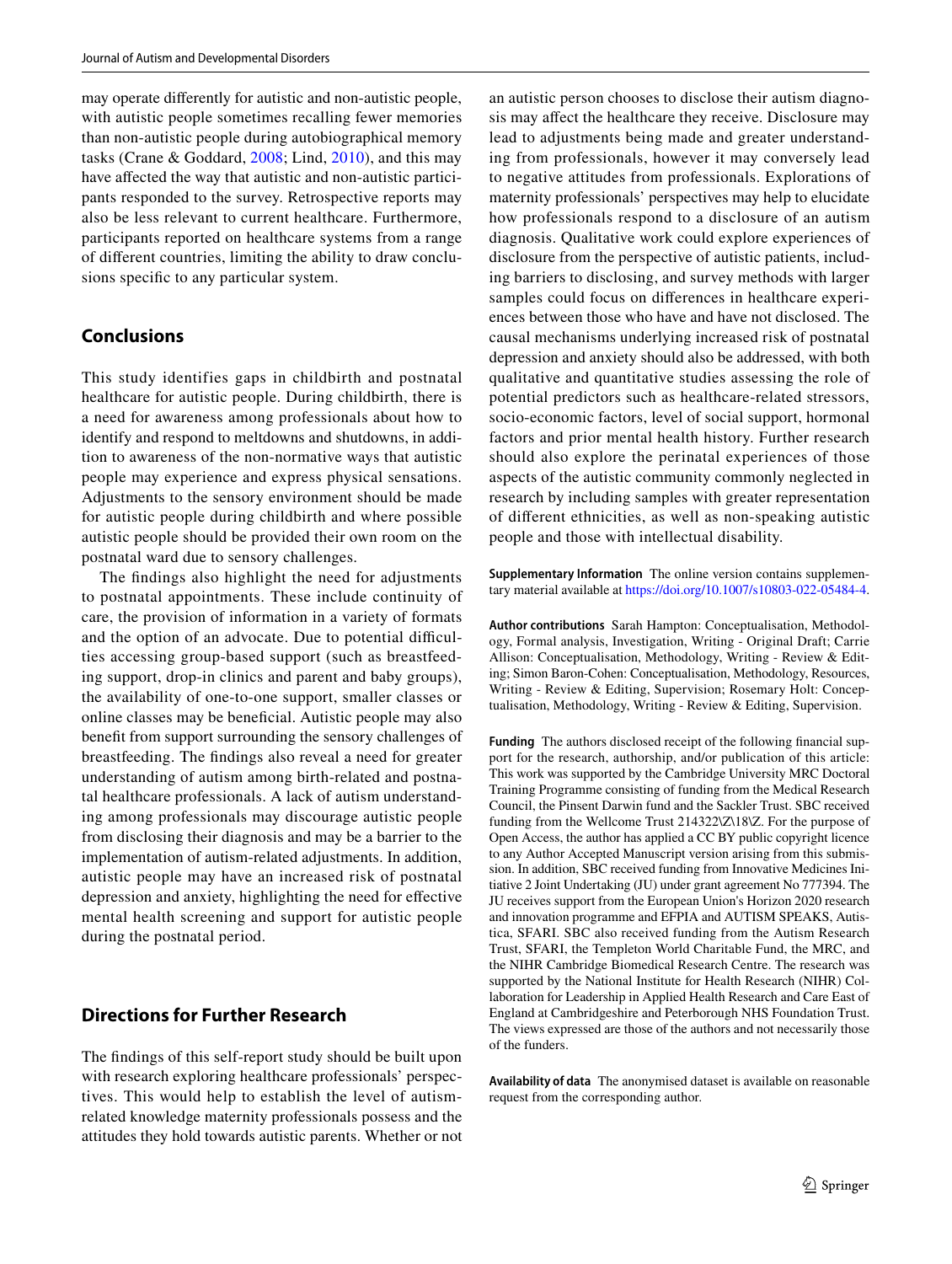may operate differently for autistic and non-autistic people, with autistic people sometimes recalling fewer memories than non-autistic people during autobiographical memory tasks (Crane & Goddard, 2008; Lind, 2010), and this may have affected the way that autistic and non-autistic participants responded to the survey. Retrospective reports may also be less relevant to current healthcare. Furthermore, participants reported on healthcare systems from a range of different countries, limiting the ability to draw conclusions specific to any particular system.

## Conclusions

This study identifies gaps in childbirth and postnatal healthcare for autistic people. During childbirth, there is a need for awareness among professionals about how to identify and respond to meltdowns and shutdowns, in addition to awareness of the non-normative ways that autistic people may experience and express physical sensations. Adjustments to the sensory environment should be made for autistic people during childbirth and where possible autistic people should be provided their own room on the postnatal ward due to sensory challenges.

The findings also highlight the need for adjustments to postnatal appointments. These include continuity of care, the provision of information in a variety of formats and the option of an advocate. Due to potential difficulties accessing group-based support (such as breastfeeding support, drop-in clinics and parent and baby groups), the availability of one-to-one support, smaller classes or online classes may be beneficial. Autistic people may also benefit from support surrounding the sensory challenges of breastfeeding. The findings also reveal a need for greater understanding of autism among birth-related and postnatal healthcare professionals. A lack of autism understanding among professionals may discourage autistic people from disclosing their diagnosis and may be a barrier to the implementation of autism-related adjustments. In addition, autistic people may have an increased risk of postnatal depression and anxiety, highlighting the need for effective mental health screening and support for autistic people during the postnatal period.

## Directions for Further Research

The findings of this self-report study should be built upon with research exploring healthcare professionals' perspectives. This would help to establish the level of autism-related knowledge maternity professionals possess and the attitudes they hold towards autistic parents. Whether or not an autistic person chooses to disclose their autism diagnosis may affect the healthcare they receive. Disclosure may lead to adjustments being made and greater understanding from professionals, however it may conversely lead to negative attitudes from professionals. Explorations of maternity professionals' perspectives may help to elucidate how professionals respond to a disclosure of an autism diagnosis. Qualitative work could explore experiences of disclosure from the perspective of autistic patients, including barriers to disclosing, and survey methods with larger samples could focus on differences in healthcare experiences between those who have and have not disclosed. The causal mechanisms underlying increased risk of postnatal depression and anxiety should also be addressed, with both qualitative and quantitative studies assessing the role of potential predictors such as healthcare-related stressors, socio-economic factors, level of social support, hormonal factors and prior mental health history. Further research should also explore the perinatal experiences of those aspects of the autistic community commonly neglected in research by including samples with greater representation of different ethnicities, as well as non-speaking autistic people and those with intellectual disability.

**Supplementary Information** The online version contains supplementary material available at https://doi.org/10.1007/s10803-022-05484-4.

**Author contributions** Sarah Hampton: Conceptualisation, Methodology, Formal analysis, Investigation, Writing - Original Draft; Carrie Allison: Conceptualisation, Methodology, Writing - Review & Editing; Simon Baron-Cohen: Conceptualisation, Methodology, Resources, Writing - Review & Editing, Supervision; Rosemary Holt: Conceptualisation, Methodology, Writing - Review & Editing, Supervision.

**Funding** The authors disclosed receipt of the following financial support for the research, authorship, and/or publication of this article: This work was supported by the Cambridge University MRC Doctoral Training Programme consisting of funding from the Medical Research Council, the Pinsent Darwin fund and the Sackler Trust. SBC received funding from the Wellcome Trust 214322\Z\18\Z. For the purpose of Open Access, the author has applied a CC BY public copyright licence to any Author Accepted Manuscript version arising from this submission. In addition, SBC received funding from Innovative Medicines Initiative 2 Joint Undertaking (JU) under grant agreement No 777394. The JU receives support from the European Union's Horizon 2020 research and innovation programme and EFPIA and AUTISM SPEAKS, Autistica, SFARI. SBC also received funding from the Autism Research Trust, SFARI, the Templeton World Charitable Fund, the MRC, and the NIHR Cambridge Biomedical Research Centre. The research was supported by the National Institute for Health Research (NIHR) Collaboration for Leadership in Applied Health Research and Care East of England at Cambridgeshire and Peterborough NHS Foundation Trust. The views expressed are those of the authors and not necessarily those of the funders.

**Availability of data** The anonymised dataset is available on reasonable request from the corresponding author.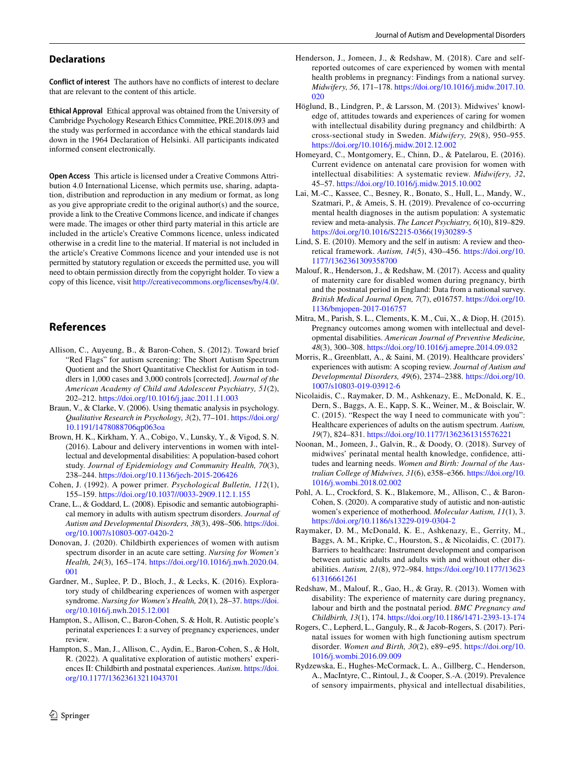## Declarations

**Conflict of interest** The authors have no conflicts of interest to declare that are relevant to the content of this article.

**Ethical Approval** Ethical approval was obtained from the University of Cambridge Psychology Research Ethics Committee, PRE.2018.093 and the study was performed in accordance with the ethical standards laid down in the 1964 Declaration of Helsinki. All participants indicated informed consent electronically.

**Open Access** This article is licensed under a Creative Commons Attribution 4.0 International License, which permits use, sharing, adaptation, distribution and reproduction in any medium or format, as long as you give appropriate credit to the original author(s) and the source, provide a link to the Creative Commons licence, and indicate if changes were made. The images or other third party material in this article are included in the article's Creative Commons licence, unless indicated otherwise in a credit line to the material. If material is not included in the article's Creative Commons licence and your intended use is not permitted by statutory regulation or exceeds the permitted use, you will need to obtain permission directly from the copyright holder. To view a copy of this licence, visit http://creativecommons.org/licenses/by/4.0/.

## References

Allison, C., Auyeung, B., & Baron-Cohen, S. (2012). Toward brief "Red Flags" for autism screening: The Short Autism Spectrum Quotient and the Short Quantitative Checklist for Autism in toddlers in 1,000 cases and 3,000 controls [corrected]. *Journal of the American Academy of Child and Adolescent Psychiatry, 51*(2), 202–212. https://doi.org/10.1016/j.jaac.2011.11.003

Braun, V., & Clarke, V. (2006). Using thematic analysis in psychology. *Qualitative Research in Psychology, 3*(2), 77–101. https://doi.org/10.1191/1478088706qp063oa

Brown, H. K., Kirkham, Y. A., Cobigo, V., Lunsky, Y., & Vigod, S. N. (2016). Labour and delivery interventions in women with intellectual and developmental disabilities: A population-based cohort study. *Journal of Epidemiology and Community Health, 70*(3), 238–244. https://doi.org/10.1136/jech-2015-206426

Cohen, J. (1992). A power primer. *Psychological Bulletin, 112*(1), 155–159. https://doi.org/10.1037//0033-2909.112.1.155

Crane, L., & Goddard, L. (2008). Episodic and semantic autobiographical memory in adults with autism spectrum disorders. *Journal of Autism and Developmental Disorders, 38*(3), 498–506. https://doi.org/10.1007/s10803-007-0420-2

Donovan, J. (2020). Childbirth experiences of women with autism spectrum disorder in an acute care setting. *Nursing for Women's Health, 24*(3), 165–174. https://doi.org/10.1016/j.nwh.2020.04.001

Gardner, M., Suplee, P. D., Bloch, J., & Lecks, K. (2016). Exploratory study of childbearing experiences of women with asperger syndrome. *Nursing for Women's Health, 20*(1), 28–37. https://doi.org/10.1016/j.nwh.2015.12.001

Hampton, S., Allison, C., Baron-Cohen, S. & Holt, R. Autistic people's perinatal experiences I: a survey of pregnancy experiences, under review.

Hampton, S., Man, J., Allison, C., Aydin, E., Baron-Cohen, S., & Holt, R. (2022). A qualitative exploration of autistic mothers' experiences II: Childbirth and postnatal experiences. *Autism*. https://doi.org/10.1177/13623613211043701

Henderson, J., Jomeen, J., & Redshaw, M. (2018). Care and self-reported outcomes of care experienced by women with mental health problems in pregnancy: Findings from a national survey. *Midwifery, 56*, 171–178. https://doi.org/10.1016/j.midw.2017.10.020

Höglund, B., Lindgren, P., & Larsson, M. (2013). Midwives' knowledge of, attitudes towards and experiences of caring for women with intellectual disability during pregnancy and childbirth: A cross-sectional study in Sweden. *Midwifery, 29*(8), 950–955. https://doi.org/10.1016/j.midw.2012.12.002

Homeyard, C., Montgomery, E., Chinn, D., & Patelarou, E. (2016). Current evidence on antenatal care provision for women with intellectual disabilities: A systematic review. *Midwifery, 32*, 45–57. https://doi.org/10.1016/j.midw.2015.10.002

Lai, M.-C., Kassee, C., Besney, R., Bonato, S., Hull, L., Mandy, W., Szatmari, P., & Ameis, S. H. (2019). Prevalence of co-occurring mental health diagnoses in the autism population: A systematic review and meta-analysis. *The Lancet Psychiatry, 6*(10), 819–829. https://doi.org/10.1016/S2215-0366(19)30289-5

Lind, S. E. (2010). Memory and the self in autism: A review and theoretical framework. *Autism, 14*(5), 430–456. https://doi.org/10.1177/1362361309358700

Malouf, R., Henderson, J., & Redshaw, M. (2017). Access and quality of maternity care for disabled women during pregnancy, birth and the postnatal period in England: Data from a national survey. *British Medical Journal Open, 7*(7), e016757. https://doi.org/10.1136/bmjopen-2017-016757

Mitra, M., Parish, S. L., Clements, K. M., Cui, X., & Diop, H. (2015). Pregnancy outcomes among women with intellectual and developmental disabilities. *American Journal of Preventive Medicine, 48*(3), 300–308. https://doi.org/10.1016/j.amepre.2014.09.032

Morris, R., Greenblatt, A., & Saini, M. (2019). Healthcare providers' experiences with autism: A scoping review. *Journal of Autism and Developmental Disorders, 49*(6), 2374–2388. https://doi.org/10.1007/s10803-019-03912-6

Nicolaidis, C., Raymaker, D. M., Ashkenazy, E., McDonald, K. E., Dern, S., Baggs, A. E., Kapp, S. K., Weiner, M., & Boisclair, W. C. (2015). "Respect the way I need to communicate with you": Healthcare experiences of adults on the autism spectrum. *Autism, 19*(7), 824–831. https://doi.org/10.1177/1362361315576221

Noonan, M., Jomeen, J., Galvin, R., & Doody, O. (2018). Survey of midwives' perinatal mental health knowledge, confidence, attitudes and learning needs. *Women and Birth: Journal of the Australian College of Midwives, 31*(6), e358–e366. https://doi.org/10.1016/j.wombi.2018.02.002

Pohl, A. L., Crockford, S. K., Blakemore, M., Allison, C., & Baron-Cohen, S. (2020). A comparative study of autistic and non-autistic women's experience of motherhood. *Molecular Autism, 11*(1), 3. https://doi.org/10.1186/s13229-019-0304-2

Raymaker, D. M., McDonald, K. E., Ashkenazy, E., Gerrity, M., Baggs, A. M., Kripke, C., Hourston, S., & Nicolaidis, C. (2017). Barriers to healthcare: Instrument development and comparison between autistic adults and adults with and without other disabilities. *Autism, 21*(8), 972–984. https://doi.org/10.1177/1362361316661261

Redshaw, M., Malouf, R., Gao, H., & Gray, R. (2013). Women with disability: The experience of maternity care during pregnancy, labour and birth and the postnatal period. *BMC Pregnancy and Childbirth, 13*(1), 174. https://doi.org/10.1186/1471-2393-13-174

Rogers, C., Lepherd, L., Ganguly, R., & Jacob-Rogers, S. (2017). Perinatal issues for women with high functioning autism spectrum disorder. *Women and Birth, 30*(2), e89–e95. https://doi.org/10.1016/j.wombi.2016.09.009

Rydzewska, E., Hughes-McCormack, L. A., Gillberg, C., Henderson, A., MacIntyre, C., Rintoul, J., & Cooper, S.-A. (2019). Prevalence of sensory impairments, physical and intellectual disabilities,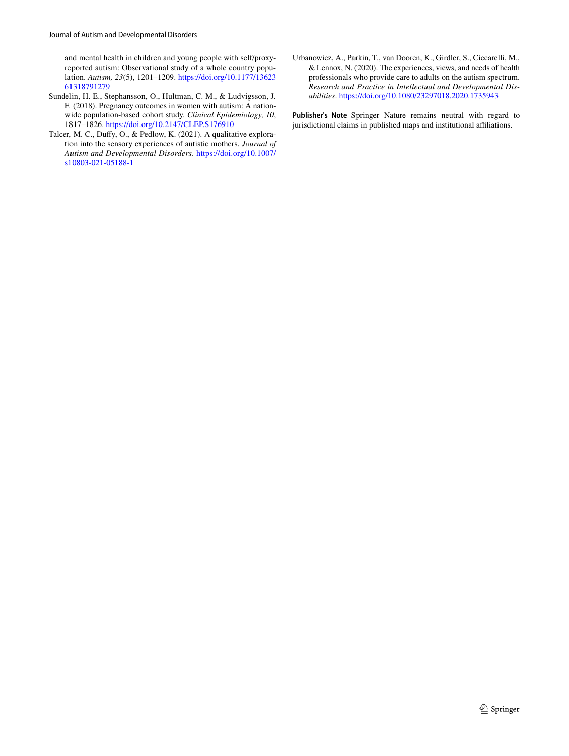and mental health in children and young people with self/proxy-reported autism: Observational study of a whole country population. *Autism, 23*(5), 1201–1209. https://doi.org/10.1177/1362361318791279

Sundelin, H. E., Stephansson, O., Hultman, C. M., & Ludvigsson, J. F. (2018). Pregnancy outcomes in women with autism: A nationwide population-based cohort study. *Clinical Epidemiology, 10*, 1817–1826. https://doi.org/10.2147/CLEP.S176910

Talcer, M. C., Duffy, O., & Pedlow, K. (2021). A qualitative exploration into the sensory experiences of autistic mothers. *Journal of Autism and Developmental Disorders*. https://doi.org/10.1007/s10803-021-05188-1

Urbanowicz, A., Parkin, T., van Dooren, K., Girdler, S., Ciccarelli, M., & Lennox, N. (2020). The experiences, views, and needs of health professionals who provide care to adults on the autism spectrum. *Research and Practice in Intellectual and Developmental Disabilities*. https://doi.org/10.1080/23297018.2020.1735943

**Publisher's Note** Springer Nature remains neutral with regard to jurisdictional claims in published maps and institutional affiliations.